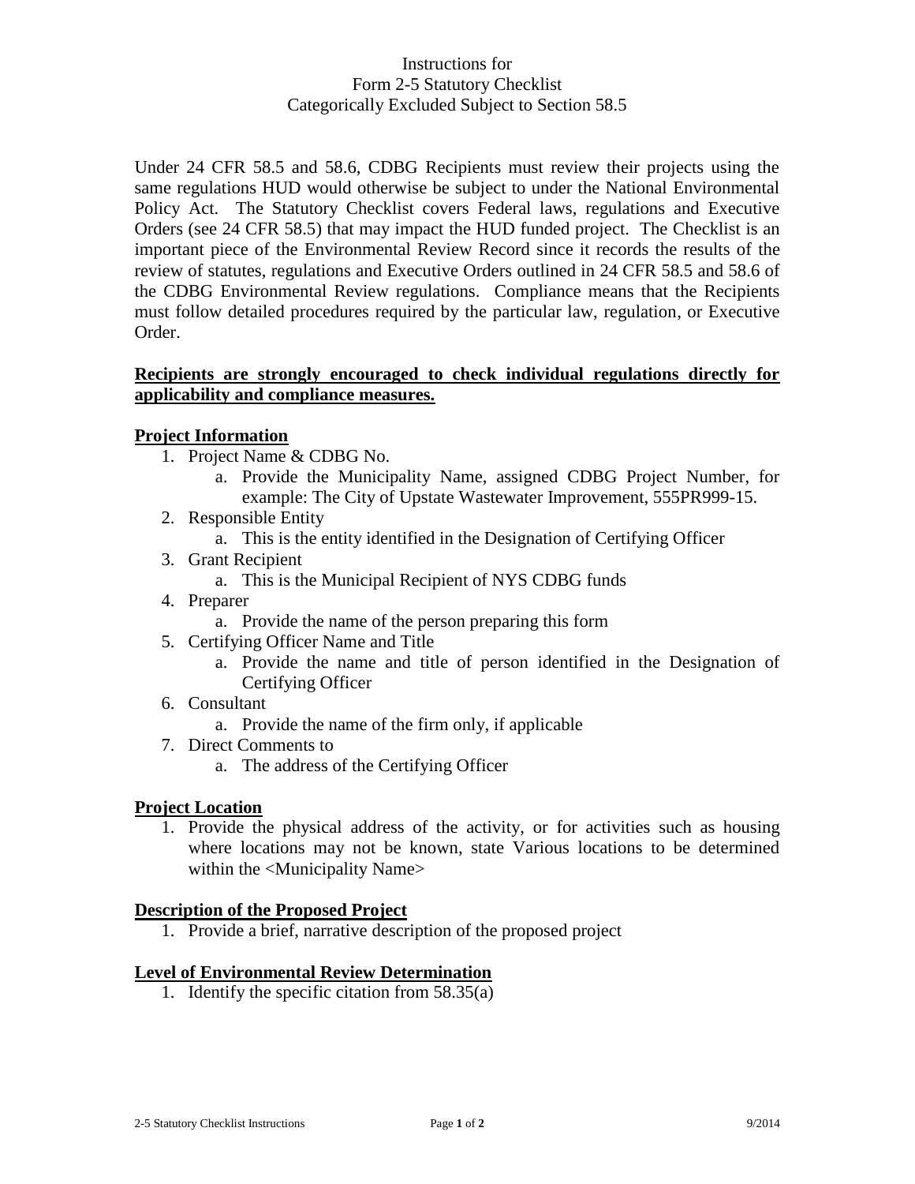# Instructions for
# Form 2-5 Statutory Checklist
# Categorically Excluded Subject to Section 58.5

Under 24 CFR 58.5 and 58.6, CDBG Recipients must review their projects using the same regulations HUD would otherwise be subject to under the National Environmental Policy Act. The Statutory Checklist covers Federal laws, regulations and Executive Orders (see 24 CFR 58.5) that may impact the HUD funded project. The Checklist is an important piece of the Environmental Review Record since it records the results of the review of statutes, regulations and Executive Orders outlined in 24 CFR 58.5 and 58.6 of the CDBG Environmental Review regulations. Compliance means that the Recipients must follow detailed procedures required by the particular law, regulation, or Executive Order.

**Recipients are strongly encouraged to check individual regulations directly for applicability and compliance measures.**

## Project Information

1. Project Name & CDBG No.
   a. Provide the Municipality Name, assigned CDBG Project Number, for example: The City of Upstate Wastewater Improvement, 555PR999-15.
2. Responsible Entity
   a. This is the entity identified in the Designation of Certifying Officer
3. Grant Recipient
   a. This is the Municipal Recipient of NYS CDBG funds
4. Preparer
   a. Provide the name of the person preparing this form
5. Certifying Officer Name and Title
   a. Provide the name and title of person identified in the Designation of Certifying Officer
6. Consultant
   a. Provide the name of the firm only, if applicable
7. Direct Comments to
   a. The address of the Certifying Officer

## Project Location

1. Provide the physical address of the activity, or for activities such as housing where locations may not be known, state Various locations to be determined within the <Municipality Name>

## Description of the Proposed Project

1. Provide a brief, narrative description of the proposed project

## Level of Environmental Review Determination

1. Identify the specific citation from 58.35(a)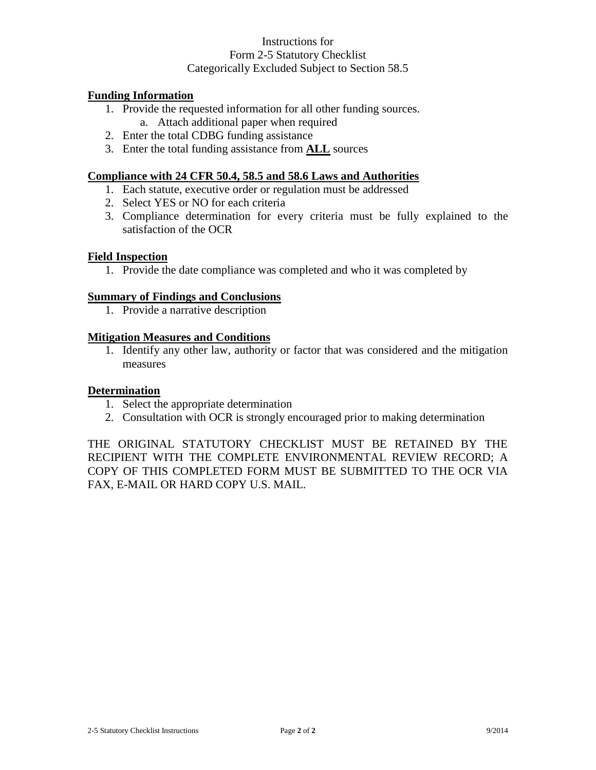Instructions for
Form 2-5 Statutory Checklist
Categorically Excluded Subject to Section 58.5

## Funding Information

1. Provide the requested information for all other funding sources.
   a. Attach additional paper when required
2. Enter the total CDBG funding assistance
3. Enter the total funding assistance from **ALL** sources

## Compliance with 24 CFR 50.4, 58.5 and 58.6 Laws and Authorities

1. Each statute, executive order or regulation must be addressed
2. Select YES or NO for each criteria
3. Compliance determination for every criteria must be fully explained to the satisfaction of the OCR

## Field Inspection

1. Provide the date compliance was completed and who it was completed by

## Summary of Findings and Conclusions

1. Provide a narrative description

## Mitigation Measures and Conditions

1. Identify any other law, authority or factor that was considered and the mitigation measures

## Determination

1. Select the appropriate determination
2. Consultation with OCR is strongly encouraged prior to making determination

THE ORIGINAL STATUTORY CHECKLIST MUST BE RETAINED BY THE RECIPIENT WITH THE COMPLETE ENVIRONMENTAL REVIEW RECORD; A COPY OF THIS COMPLETED FORM MUST BE SUBMITTED TO THE OCR VIA FAX, E-MAIL OR HARD COPY U.S. MAIL.